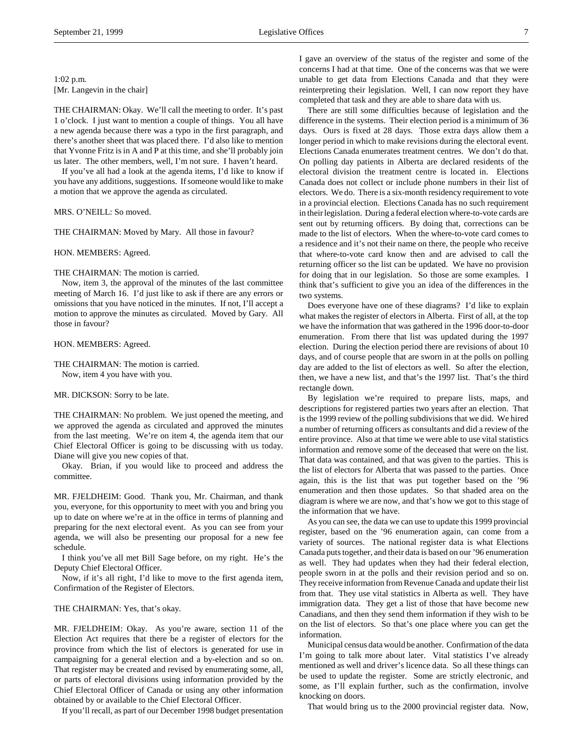1:02 p.m.
[Mr. Langevin in the chair]

THE CHAIRMAN: Okay. We'll call the meeting to order. It's past 1 o'clock. I just want to mention a couple of things. You all have a new agenda because there was a typo in the first paragraph, and there's another sheet that was placed there. I'd also like to mention that Yvonne Fritz is in A and P at this time, and she'll probably join us later. The other members, well, I'm not sure. I haven't heard.

If you've all had a look at the agenda items, I'd like to know if you have any additions, suggestions. If someone would like to make a motion that we approve the agenda as circulated.

MRS. O'NEILL: So moved.

THE CHAIRMAN: Moved by Mary. All those in favour?

HON. MEMBERS: Agreed.

THE CHAIRMAN: The motion is carried.

Now, item 3, the approval of the minutes of the last committee meeting of March 16. I'd just like to ask if there are any errors or omissions that you have noticed in the minutes. If not, I'll accept a motion to approve the minutes as circulated. Moved by Gary. All those in favour?

HON. MEMBERS: Agreed.

THE CHAIRMAN: The motion is carried.

Now, item 4 you have with you.

MR. DICKSON: Sorry to be late.

THE CHAIRMAN: No problem. We just opened the meeting, and we approved the agenda as circulated and approved the minutes from the last meeting. We're on item 4, the agenda item that our Chief Electoral Officer is going to be discussing with us today. Diane will give you new copies of that.

Okay. Brian, if you would like to proceed and address the committee.

MR. FJELDHEIM: Good. Thank you, Mr. Chairman, and thank you, everyone, for this opportunity to meet with you and bring you up to date on where we're at in the office in terms of planning and preparing for the next electoral event. As you can see from your agenda, we will also be presenting our proposal for a new fee schedule.

I think you've all met Bill Sage before, on my right. He's the Deputy Chief Electoral Officer.

Now, if it's all right, I'd like to move to the first agenda item, Confirmation of the Register of Electors.

THE CHAIRMAN: Yes, that's okay.

MR. FJELDHEIM: Okay. As you're aware, section 11 of the Election Act requires that there be a register of electors for the province from which the list of electors is generated for use in campaigning for a general election and a by-election and so on. That register may be created and revised by enumerating some, all, or parts of electoral divisions using information provided by the Chief Electoral Officer of Canada or using any other information obtained by or available to the Chief Electoral Officer.

If you'll recall, as part of our December 1998 budget presentation I gave an overview of the status of the register and some of the concerns I had at that time. One of the concerns was that we were unable to get data from Elections Canada and that they were reinterpreting their legislation. Well, I can now report they have completed that task and they are able to share data with us.

There are still some difficulties because of legislation and the difference in the systems. Their election period is a minimum of 36 days. Ours is fixed at 28 days. Those extra days allow them a longer period in which to make revisions during the electoral event. Elections Canada enumerates treatment centres. We don't do that. On polling day patients in Alberta are declared residents of the electoral division the treatment centre is located in. Elections Canada does not collect or include phone numbers in their list of electors. We do. There is a six-month residency requirement to vote in a provincial election. Elections Canada has no such requirement in their legislation. During a federal election where-to-vote cards are sent out by returning officers. By doing that, corrections can be made to the list of electors. When the where-to-vote card comes to a residence and it's not their name on there, the people who receive that where-to-vote card know then and are advised to call the returning officer so the list can be updated. We have no provision for doing that in our legislation. So those are some examples. I think that's sufficient to give you an idea of the differences in the two systems.

Does everyone have one of these diagrams? I'd like to explain what makes the register of electors in Alberta. First of all, at the top we have the information that was gathered in the 1996 door-to-door enumeration. From there that list was updated during the 1997 election. During the election period there are revisions of about 10 days, and of course people that are sworn in at the polls on polling day are added to the list of electors as well. So after the election, then, we have a new list, and that's the 1997 list. That's the third rectangle down.

By legislation we're required to prepare lists, maps, and descriptions for registered parties two years after an election. That is the 1999 review of the polling subdivisions that we did. We hired a number of returning officers as consultants and did a review of the entire province. Also at that time we were able to use vital statistics information and remove some of the deceased that were on the list. That data was contained, and that was given to the parties. This is the list of electors for Alberta that was passed to the parties. Once again, this is the list that was put together based on the '96 enumeration and then those updates. So that shaded area on the diagram is where we are now, and that's how we got to this stage of the information that we have.

As you can see, the data we can use to update this 1999 provincial register, based on the '96 enumeration again, can come from a variety of sources. The national register data is what Elections Canada puts together, and their data is based on our '96 enumeration as well. They had updates when they had their federal election, people sworn in at the polls and their revision period and so on. They receive information from Revenue Canada and update their list from that. They use vital statistics in Alberta as well. They have immigration data. They get a list of those that have become new Canadians, and then they send them information if they wish to be on the list of electors. So that's one place where you can get the information.

Municipal census data would be another. Confirmation of the data I'm going to talk more about later. Vital statistics I've already mentioned as well and driver's licence data. So all these things can be used to update the register. Some are strictly electronic, and some, as I'll explain further, such as the confirmation, involve knocking on doors.

That would bring us to the 2000 provincial register data. Now,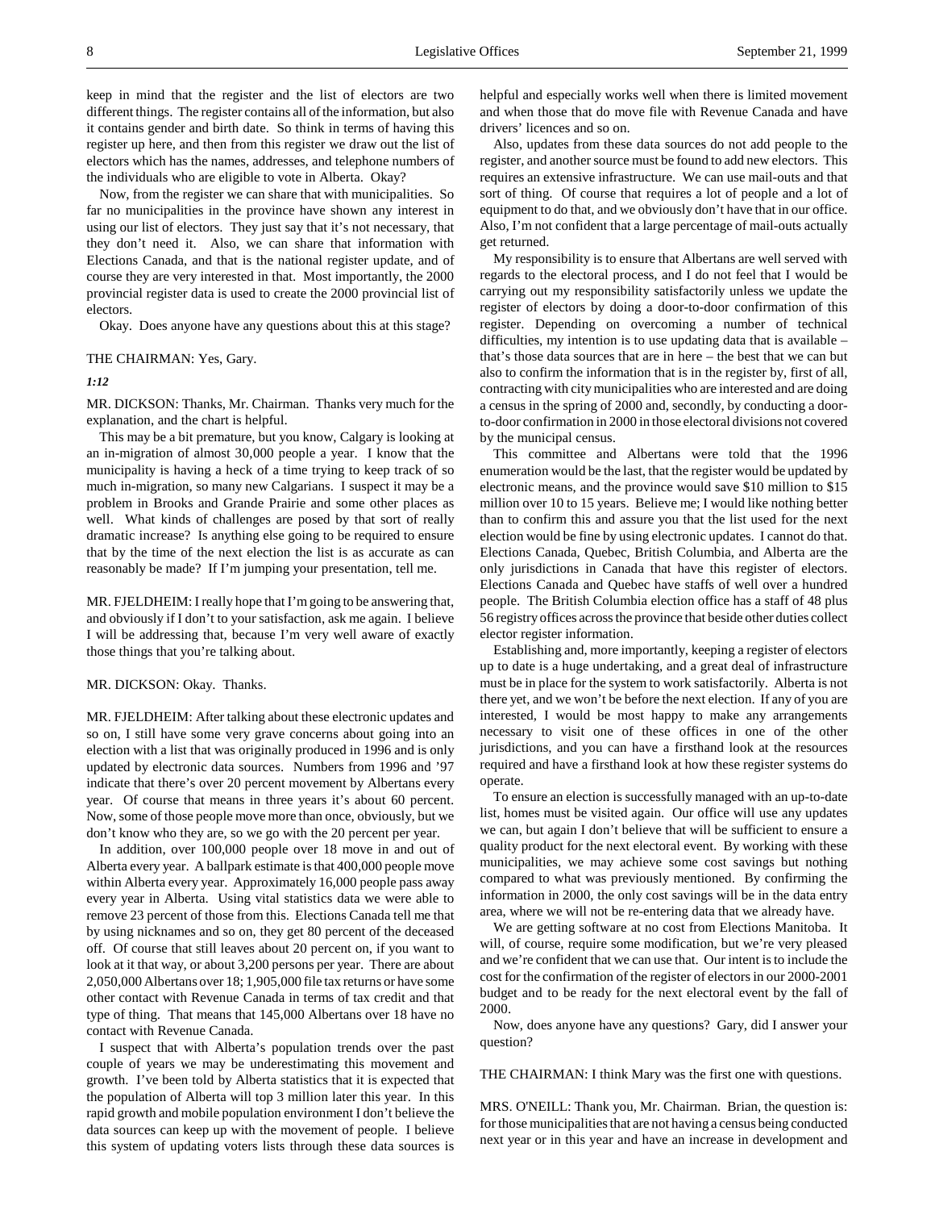keep in mind that the register and the list of electors are two different things. The register contains all of the information, but also it contains gender and birth date. So think in terms of having this register up here, and then from this register we draw out the list of electors which has the names, addresses, and telephone numbers of the individuals who are eligible to vote in Alberta. Okay?

Now, from the register we can share that with municipalities. So far no municipalities in the province have shown any interest in using our list of electors. They just say that it's not necessary, that they don't need it. Also, we can share that information with Elections Canada, and that is the national register update, and of course they are very interested in that. Most importantly, the 2000 provincial register data is used to create the 2000 provincial list of electors.

Okay. Does anyone have any questions about this at this stage?

THE CHAIRMAN: Yes, Gary.

*1:12*

MR. DICKSON: Thanks, Mr. Chairman. Thanks very much for the explanation, and the chart is helpful.

This may be a bit premature, but you know, Calgary is looking at an in-migration of almost 30,000 people a year. I know that the municipality is having a heck of a time trying to keep track of so much in-migration, so many new Calgarians. I suspect it may be a problem in Brooks and Grande Prairie and some other places as well. What kinds of challenges are posed by that sort of really dramatic increase? Is anything else going to be required to ensure that by the time of the next election the list is as accurate as can reasonably be made? If I'm jumping your presentation, tell me.

MR. FJELDHEIM: I really hope that I'm going to be answering that, and obviously if I don't to your satisfaction, ask me again. I believe I will be addressing that, because I'm very well aware of exactly those things that you're talking about.

MR. DICKSON: Okay. Thanks.

MR. FJELDHEIM: After talking about these electronic updates and so on, I still have some very grave concerns about going into an election with a list that was originally produced in 1996 and is only updated by electronic data sources. Numbers from 1996 and '97 indicate that there's over 20 percent movement by Albertans every year. Of course that means in three years it's about 60 percent. Now, some of those people move more than once, obviously, but we don't know who they are, so we go with the 20 percent per year.

In addition, over 100,000 people over 18 move in and out of Alberta every year. A ballpark estimate is that 400,000 people move within Alberta every year. Approximately 16,000 people pass away every year in Alberta. Using vital statistics data we were able to remove 23 percent of those from this. Elections Canada tell me that by using nicknames and so on, they get 80 percent of the deceased off. Of course that still leaves about 20 percent on, if you want to look at it that way, or about 3,200 persons per year. There are about 2,050,000 Albertans over 18; 1,905,000 file tax returns or have some other contact with Revenue Canada in terms of tax credit and that type of thing. That means that 145,000 Albertans over 18 have no contact with Revenue Canada.

I suspect that with Alberta's population trends over the past couple of years we may be underestimating this movement and growth. I've been told by Alberta statistics that it is expected that the population of Alberta will top 3 million later this year. In this rapid growth and mobile population environment I don't believe the data sources can keep up with the movement of people. I believe this system of updating voters lists through these data sources is helpful and especially works well when there is limited movement and when those that do move file with Revenue Canada and have drivers' licences and so on.

Also, updates from these data sources do not add people to the register, and another source must be found to add new electors. This requires an extensive infrastructure. We can use mail-outs and that sort of thing. Of course that requires a lot of people and a lot of equipment to do that, and we obviously don't have that in our office. Also, I'm not confident that a large percentage of mail-outs actually get returned.

My responsibility is to ensure that Albertans are well served with regards to the electoral process, and I do not feel that I would be carrying out my responsibility satisfactorily unless we update the register of electors by doing a door-to-door confirmation of this register. Depending on overcoming a number of technical difficulties, my intention is to use updating data that is available – that's those data sources that are in here – the best that we can but also to confirm the information that is in the register by, first of all, contracting with city municipalities who are interested and are doing a census in the spring of 2000 and, secondly, by conducting a door-to-door confirmation in 2000 in those electoral divisions not covered by the municipal census.

This committee and Albertans were told that the 1996 enumeration would be the last, that the register would be updated by electronic means, and the province would save $10 million to $15 million over 10 to 15 years. Believe me; I would like nothing better than to confirm this and assure you that the list used for the next election would be fine by using electronic updates. I cannot do that. Elections Canada, Quebec, British Columbia, and Alberta are the only jurisdictions in Canada that have this register of electors. Elections Canada and Quebec have staffs of well over a hundred people. The British Columbia election office has a staff of 48 plus 56 registry offices across the province that beside other duties collect elector register information.

Establishing and, more importantly, keeping a register of electors up to date is a huge undertaking, and a great deal of infrastructure must be in place for the system to work satisfactorily. Alberta is not there yet, and we won't be before the next election. If any of you are interested, I would be most happy to make any arrangements necessary to visit one of these offices in one of the other jurisdictions, and you can have a firsthand look at the resources required and have a firsthand look at how these register systems do operate.

To ensure an election is successfully managed with an up-to-date list, homes must be visited again. Our office will use any updates we can, but again I don't believe that will be sufficient to ensure a quality product for the next electoral event. By working with these municipalities, we may achieve some cost savings but nothing compared to what was previously mentioned. By confirming the information in 2000, the only cost savings will be in the data entry area, where we will not be re-entering data that we already have.

We are getting software at no cost from Elections Manitoba. It will, of course, require some modification, but we're very pleased and we're confident that we can use that. Our intent is to include the cost for the confirmation of the register of electors in our 2000-2001 budget and to be ready for the next electoral event by the fall of 2000.

Now, does anyone have any questions? Gary, did I answer your question?

THE CHAIRMAN: I think Mary was the first one with questions.

MRS. O'NEILL: Thank you, Mr. Chairman. Brian, the question is: for those municipalities that are not having a census being conducted next year or in this year and have an increase in development and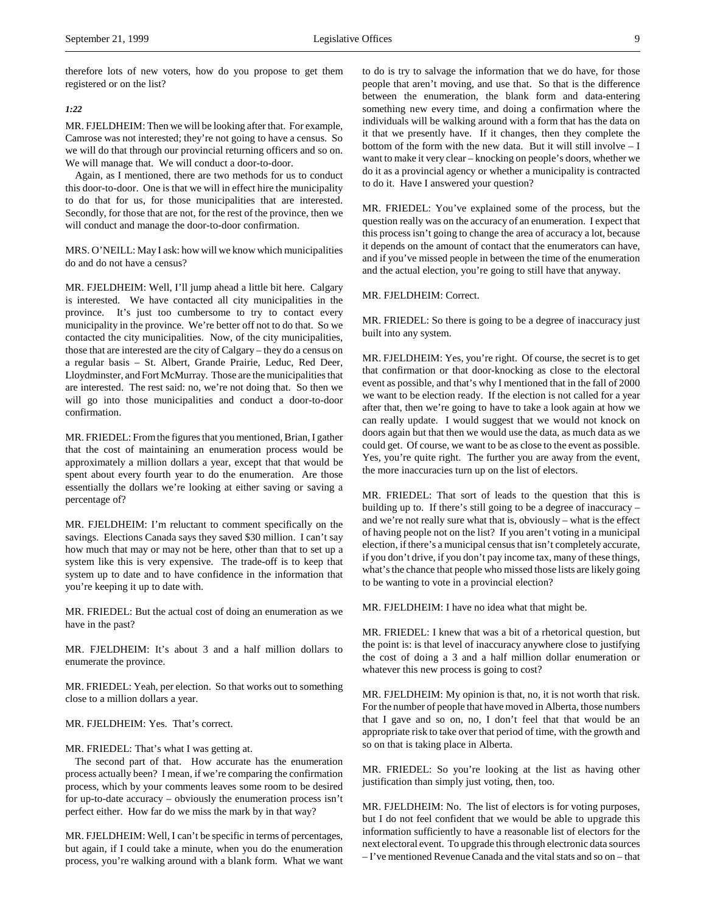therefore lots of new voters, how do you propose to get them registered or on the list?

*1:22*

MR. FJELDHEIM: Then we will be looking after that. For example, Camrose was not interested; they're not going to have a census. So we will do that through our provincial returning officers and so on. We will manage that. We will conduct a door-to-door.

Again, as I mentioned, there are two methods for us to conduct this door-to-door. One is that we will in effect hire the municipality to do that for us, for those municipalities that are interested. Secondly, for those that are not, for the rest of the province, then we will conduct and manage the door-to-door confirmation.

MRS. O'NEILL: May I ask: how will we know which municipalities do and do not have a census?

MR. FJELDHEIM: Well, I'll jump ahead a little bit here. Calgary is interested. We have contacted all city municipalities in the province. It's just too cumbersome to try to contact every municipality in the province. We're better off not to do that. So we contacted the city municipalities. Now, of the city municipalities, those that are interested are the city of Calgary – they do a census on a regular basis – St. Albert, Grande Prairie, Leduc, Red Deer, Lloydminster, and Fort McMurray. Those are the municipalities that are interested. The rest said: no, we're not doing that. So then we will go into those municipalities and conduct a door-to-door confirmation.

MR. FRIEDEL: From the figures that you mentioned, Brian, I gather that the cost of maintaining an enumeration process would be approximately a million dollars a year, except that that would be spent about every fourth year to do the enumeration. Are those essentially the dollars we're looking at either saving or saving a percentage of?

MR. FJELDHEIM: I'm reluctant to comment specifically on the savings. Elections Canada says they saved $30 million. I can't say how much that may or may not be here, other than that to set up a system like this is very expensive. The trade-off is to keep that system up to date and to have confidence in the information that you're keeping it up to date with.

MR. FRIEDEL: But the actual cost of doing an enumeration as we have in the past?

MR. FJELDHEIM: It's about 3 and a half million dollars to enumerate the province.

MR. FRIEDEL: Yeah, per election. So that works out to something close to a million dollars a year.

MR. FJELDHEIM: Yes. That's correct.

MR. FRIEDEL: That's what I was getting at.

The second part of that. How accurate has the enumeration process actually been? I mean, if we're comparing the confirmation process, which by your comments leaves some room to be desired for up-to-date accuracy – obviously the enumeration process isn't perfect either. How far do we miss the mark by in that way?

MR. FJELDHEIM: Well, I can't be specific in terms of percentages, but again, if I could take a minute, when you do the enumeration process, you're walking around with a blank form. What we want to do is try to salvage the information that we do have, for those people that aren't moving, and use that. So that is the difference between the enumeration, the blank form and data-entering something new every time, and doing a confirmation where the individuals will be walking around with a form that has the data on it that we presently have. If it changes, then they complete the bottom of the form with the new data. But it will still involve – I want to make it very clear – knocking on people's doors, whether we do it as a provincial agency or whether a municipality is contracted to do it. Have I answered your question?

MR. FRIEDEL: You've explained some of the process, but the question really was on the accuracy of an enumeration. I expect that this process isn't going to change the area of accuracy a lot, because it depends on the amount of contact that the enumerators can have, and if you've missed people in between the time of the enumeration and the actual election, you're going to still have that anyway.

MR. FJELDHEIM: Correct.

MR. FRIEDEL: So there is going to be a degree of inaccuracy just built into any system.

MR. FJELDHEIM: Yes, you're right. Of course, the secret is to get that confirmation or that door-knocking as close to the electoral event as possible, and that's why I mentioned that in the fall of 2000 we want to be election ready. If the election is not called for a year after that, then we're going to have to take a look again at how we can really update. I would suggest that we would not knock on doors again but that then we would use the data, as much data as we could get. Of course, we want to be as close to the event as possible. Yes, you're quite right. The further you are away from the event, the more inaccuracies turn up on the list of electors.

MR. FRIEDEL: That sort of leads to the question that this is building up to. If there's still going to be a degree of inaccuracy – and we're not really sure what that is, obviously – what is the effect of having people not on the list? If you aren't voting in a municipal election, if there's a municipal census that isn't completely accurate, if you don't drive, if you don't pay income tax, many of these things, what's the chance that people who missed those lists are likely going to be wanting to vote in a provincial election?

MR. FJELDHEIM: I have no idea what that might be.

MR. FRIEDEL: I knew that was a bit of a rhetorical question, but the point is: is that level of inaccuracy anywhere close to justifying the cost of doing a 3 and a half million dollar enumeration or whatever this new process is going to cost?

MR. FJELDHEIM: My opinion is that, no, it is not worth that risk. For the number of people that have moved in Alberta, those numbers that I gave and so on, I don't feel that that would be an appropriate risk to take over that period of time, with the growth and so on that is taking place in Alberta.

MR. FRIEDEL: So you're looking at the list as having other justification than simply just voting, then, too.

MR. FJELDHEIM: No. The list of electors is for voting purposes, but I do not feel confident that we would be able to upgrade this information sufficiently to have a reasonable list of electors for the next electoral event. To upgrade this through electronic data sources – I've mentioned Revenue Canada and the vital stats and so on – that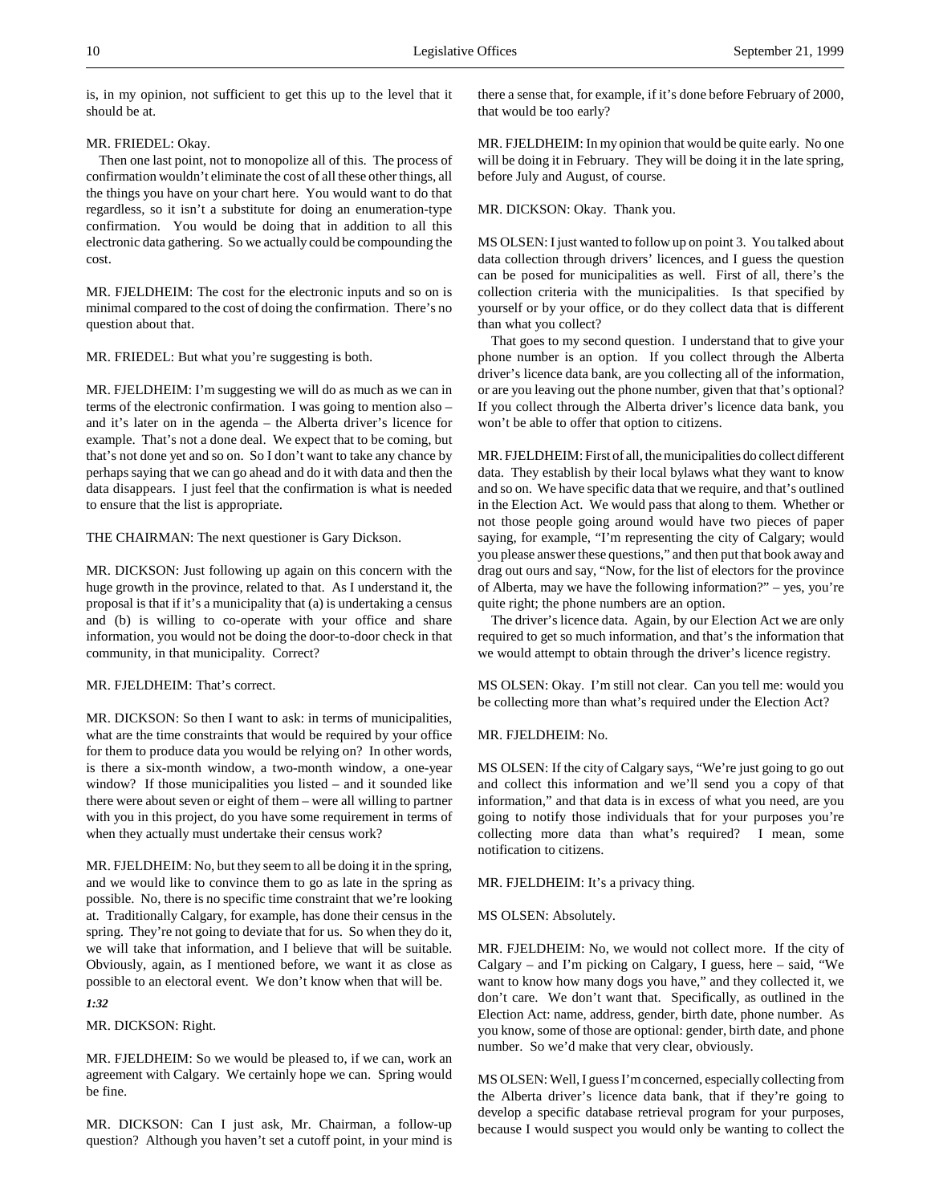is, in my opinion, not sufficient to get this up to the level that it should be at.

MR. FRIEDEL: Okay.

Then one last point, not to monopolize all of this. The process of confirmation wouldn't eliminate the cost of all these other things, all the things you have on your chart here. You would want to do that regardless, so it isn't a substitute for doing an enumeration-type confirmation. You would be doing that in addition to all this electronic data gathering. So we actually could be compounding the cost.

MR. FJELDHEIM: The cost for the electronic inputs and so on is minimal compared to the cost of doing the confirmation. There's no question about that.

MR. FRIEDEL: But what you're suggesting is both.

MR. FJELDHEIM: I'm suggesting we will do as much as we can in terms of the electronic confirmation. I was going to mention also – and it's later on in the agenda – the Alberta driver's licence for example. That's not a done deal. We expect that to be coming, but that's not done yet and so on. So I don't want to take any chance by perhaps saying that we can go ahead and do it with data and then the data disappears. I just feel that the confirmation is what is needed to ensure that the list is appropriate.

THE CHAIRMAN: The next questioner is Gary Dickson.

MR. DICKSON: Just following up again on this concern with the huge growth in the province, related to that. As I understand it, the proposal is that if it's a municipality that (a) is undertaking a census and (b) is willing to co-operate with your office and share information, you would not be doing the door-to-door check in that community, in that municipality. Correct?

MR. FJELDHEIM: That's correct.

MR. DICKSON: So then I want to ask: in terms of municipalities, what are the time constraints that would be required by your office for them to produce data you would be relying on? In other words, is there a six-month window, a two-month window, a one-year window? If those municipalities you listed – and it sounded like there were about seven or eight of them – were all willing to partner with you in this project, do you have some requirement in terms of when they actually must undertake their census work?

MR. FJELDHEIM: No, but they seem to all be doing it in the spring, and we would like to convince them to go as late in the spring as possible. No, there is no specific time constraint that we're looking at. Traditionally Calgary, for example, has done their census in the spring. They're not going to deviate that for us. So when they do it, we will take that information, and I believe that will be suitable. Obviously, again, as I mentioned before, we want it as close as possible to an electoral event. We don't know when that will be.

*1:32*

MR. DICKSON: Right.

MR. FJELDHEIM: So we would be pleased to, if we can, work an agreement with Calgary. We certainly hope we can. Spring would be fine.

MR. DICKSON: Can I just ask, Mr. Chairman, a follow-up question? Although you haven't set a cutoff point, in your mind is there a sense that, for example, if it's done before February of 2000, that would be too early?

MR. FJELDHEIM: In my opinion that would be quite early. No one will be doing it in February. They will be doing it in the late spring, before July and August, of course.

MR. DICKSON: Okay. Thank you.

MS OLSEN: I just wanted to follow up on point 3. You talked about data collection through drivers' licences, and I guess the question can be posed for municipalities as well. First of all, there's the collection criteria with the municipalities. Is that specified by yourself or by your office, or do they collect data that is different than what you collect?

That goes to my second question. I understand that to give your phone number is an option. If you collect through the Alberta driver's licence data bank, are you collecting all of the information, or are you leaving out the phone number, given that that's optional? If you collect through the Alberta driver's licence data bank, you won't be able to offer that option to citizens.

MR. FJELDHEIM: First of all, the municipalities do collect different data. They establish by their local bylaws what they want to know and so on. We have specific data that we require, and that's outlined in the Election Act. We would pass that along to them. Whether or not those people going around would have two pieces of paper saying, for example, "I'm representing the city of Calgary; would you please answer these questions," and then put that book away and drag out ours and say, "Now, for the list of electors for the province of Alberta, may we have the following information?" – yes, you're quite right; the phone numbers are an option.

The driver's licence data. Again, by our Election Act we are only required to get so much information, and that's the information that we would attempt to obtain through the driver's licence registry.

MS OLSEN: Okay. I'm still not clear. Can you tell me: would you be collecting more than what's required under the Election Act?

MR. FJELDHEIM: No.

MS OLSEN: If the city of Calgary says, "We're just going to go out and collect this information and we'll send you a copy of that information," and that data is in excess of what you need, are you going to notify those individuals that for your purposes you're collecting more data than what's required? I mean, some notification to citizens.

MR. FJELDHEIM: It's a privacy thing.

MS OLSEN: Absolutely.

MR. FJELDHEIM: No, we would not collect more. If the city of Calgary – and I'm picking on Calgary, I guess, here – said, "We want to know how many dogs you have," and they collected it, we don't care. We don't want that. Specifically, as outlined in the Election Act: name, address, gender, birth date, phone number. As you know, some of those are optional: gender, birth date, and phone number. So we'd make that very clear, obviously.

MS OLSEN: Well, I guess I'm concerned, especially collecting from the Alberta driver's licence data bank, that if they're going to develop a specific database retrieval program for your purposes, because I would suspect you would only be wanting to collect the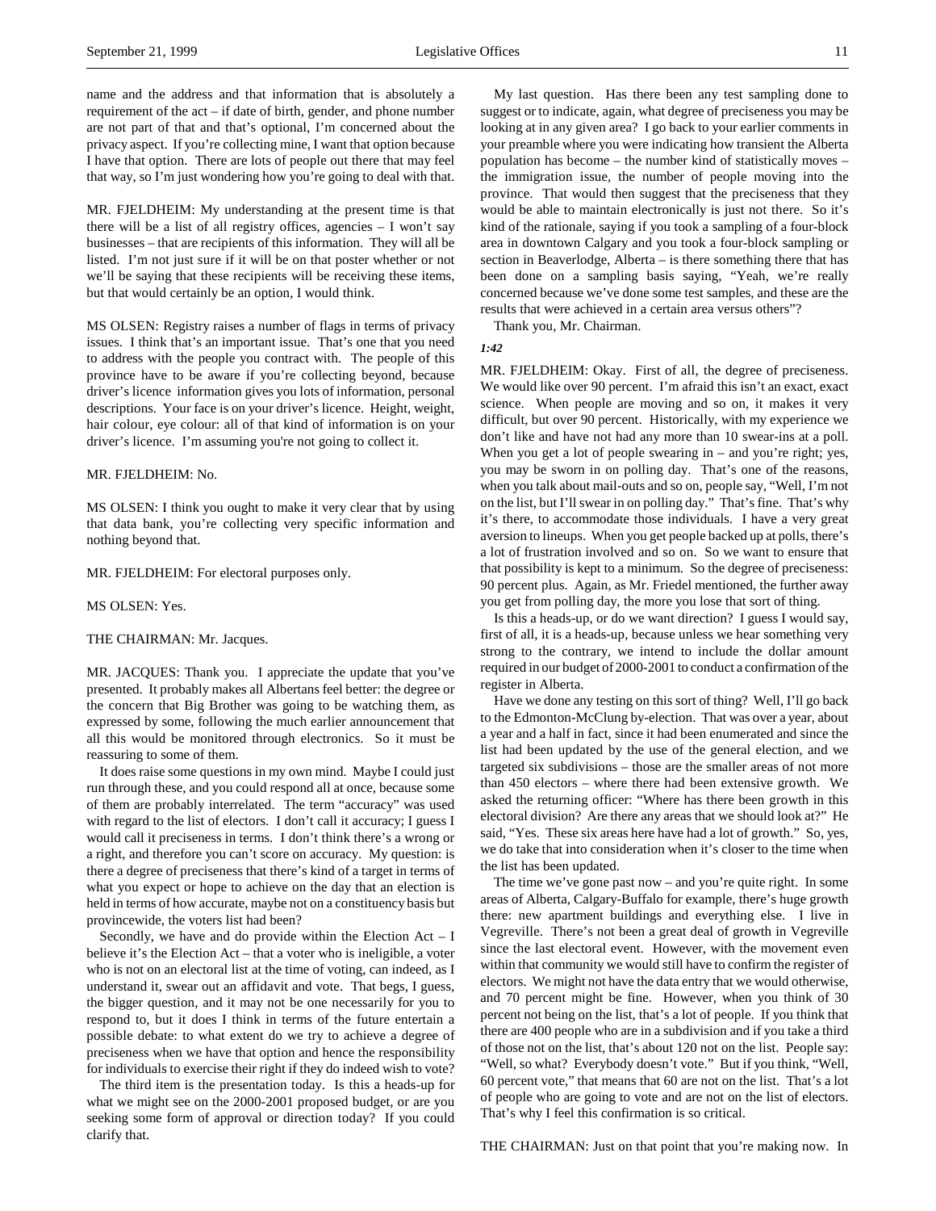name and the address and that information that is absolutely a requirement of the act – if date of birth, gender, and phone number are not part of that and that's optional, I'm concerned about the privacy aspect. If you're collecting mine, I want that option because I have that option. There are lots of people out there that may feel that way, so I'm just wondering how you're going to deal with that.

MR. FJELDHEIM: My understanding at the present time is that there will be a list of all registry offices, agencies – I won't say businesses – that are recipients of this information. They will all be listed. I'm not just sure if it will be on that poster whether or not we'll be saying that these recipients will be receiving these items, but that would certainly be an option, I would think.

MS OLSEN: Registry raises a number of flags in terms of privacy issues. I think that's an important issue. That's one that you need to address with the people you contract with. The people of this province have to be aware if you're collecting beyond, because driver's licence information gives you lots of information, personal descriptions. Your face is on your driver's licence. Height, weight, hair colour, eye colour: all of that kind of information is on your driver's licence. I'm assuming you're not going to collect it.

MR. FJELDHEIM: No.

MS OLSEN: I think you ought to make it very clear that by using that data bank, you're collecting very specific information and nothing beyond that.

MR. FJELDHEIM: For electoral purposes only.

MS OLSEN: Yes.

THE CHAIRMAN: Mr. Jacques.

MR. JACQUES: Thank you. I appreciate the update that you've presented. It probably makes all Albertans feel better: the degree or the concern that Big Brother was going to be watching them, as expressed by some, following the much earlier announcement that all this would be monitored through electronics. So it must be reassuring to some of them.

It does raise some questions in my own mind. Maybe I could just run through these, and you could respond all at once, because some of them are probably interrelated. The term "accuracy" was used with regard to the list of electors. I don't call it accuracy; I guess I would call it preciseness in terms. I don't think there's a wrong or a right, and therefore you can't score on accuracy. My question: is there a degree of preciseness that there's kind of a target in terms of what you expect or hope to achieve on the day that an election is held in terms of how accurate, maybe not on a constituency basis but provincewide, the voters list had been?

Secondly, we have and do provide within the Election Act – I believe it's the Election Act – that a voter who is ineligible, a voter who is not on an electoral list at the time of voting, can indeed, as I understand it, swear out an affidavit and vote. That begs, I guess, the bigger question, and it may not be one necessarily for you to respond to, but it does I think in terms of the future entertain a possible debate: to what extent do we try to achieve a degree of preciseness when we have that option and hence the responsibility for individuals to exercise their right if they do indeed wish to vote?

The third item is the presentation today. Is this a heads-up for what we might see on the 2000-2001 proposed budget, or are you seeking some form of approval or direction today? If you could clarify that.

My last question. Has there been any test sampling done to suggest or to indicate, again, what degree of preciseness you may be looking at in any given area? I go back to your earlier comments in your preamble where you were indicating how transient the Alberta population has become – the number kind of statistically moves – the immigration issue, the number of people moving into the province. That would then suggest that the preciseness that they would be able to maintain electronically is just not there. So it's kind of the rationale, saying if you took a sampling of a four-block area in downtown Calgary and you took a four-block sampling or section in Beaverlodge, Alberta – is there something there that has been done on a sampling basis saying, "Yeah, we're really concerned because we've done some test samples, and these are the results that were achieved in a certain area versus others"?

Thank you, Mr. Chairman.

*1:42*

MR. FJELDHEIM: Okay. First of all, the degree of preciseness. We would like over 90 percent. I'm afraid this isn't an exact, exact science. When people are moving and so on, it makes it very difficult, but over 90 percent. Historically, with my experience we don't like and have not had any more than 10 swear-ins at a poll. When you get a lot of people swearing in – and you're right; yes, you may be sworn in on polling day. That's one of the reasons, when you talk about mail-outs and so on, people say, "Well, I'm not on the list, but I'll swear in on polling day." That's fine. That's why it's there, to accommodate those individuals. I have a very great aversion to lineups. When you get people backed up at polls, there's a lot of frustration involved and so on. So we want to ensure that that possibility is kept to a minimum. So the degree of preciseness: 90 percent plus. Again, as Mr. Friedel mentioned, the further away you get from polling day, the more you lose that sort of thing.

Is this a heads-up, or do we want direction? I guess I would say, first of all, it is a heads-up, because unless we hear something very strong to the contrary, we intend to include the dollar amount required in our budget of 2000-2001 to conduct a confirmation of the register in Alberta.

Have we done any testing on this sort of thing? Well, I'll go back to the Edmonton-McClung by-election. That was over a year, about a year and a half in fact, since it had been enumerated and since the list had been updated by the use of the general election, and we targeted six subdivisions – those are the smaller areas of not more than 450 electors – where there had been extensive growth. We asked the returning officer: "Where has there been growth in this electoral division? Are there any areas that we should look at?" He said, "Yes. These six areas here have had a lot of growth." So, yes, we do take that into consideration when it's closer to the time when the list has been updated.

The time we've gone past now – and you're quite right. In some areas of Alberta, Calgary-Buffalo for example, there's huge growth there: new apartment buildings and everything else. I live in Vegreville. There's not been a great deal of growth in Vegreville since the last electoral event. However, with the movement even within that community we would still have to confirm the register of electors. We might not have the data entry that we would otherwise, and 70 percent might be fine. However, when you think of 30 percent not being on the list, that's a lot of people. If you think that there are 400 people who are in a subdivision and if you take a third of those not on the list, that's about 120 not on the list. People say: "Well, so what? Everybody doesn't vote." But if you think, "Well, 60 percent vote," that means that 60 are not on the list. That's a lot of people who are going to vote and are not on the list of electors. That's why I feel this confirmation is so critical.

THE CHAIRMAN: Just on that point that you're making now. In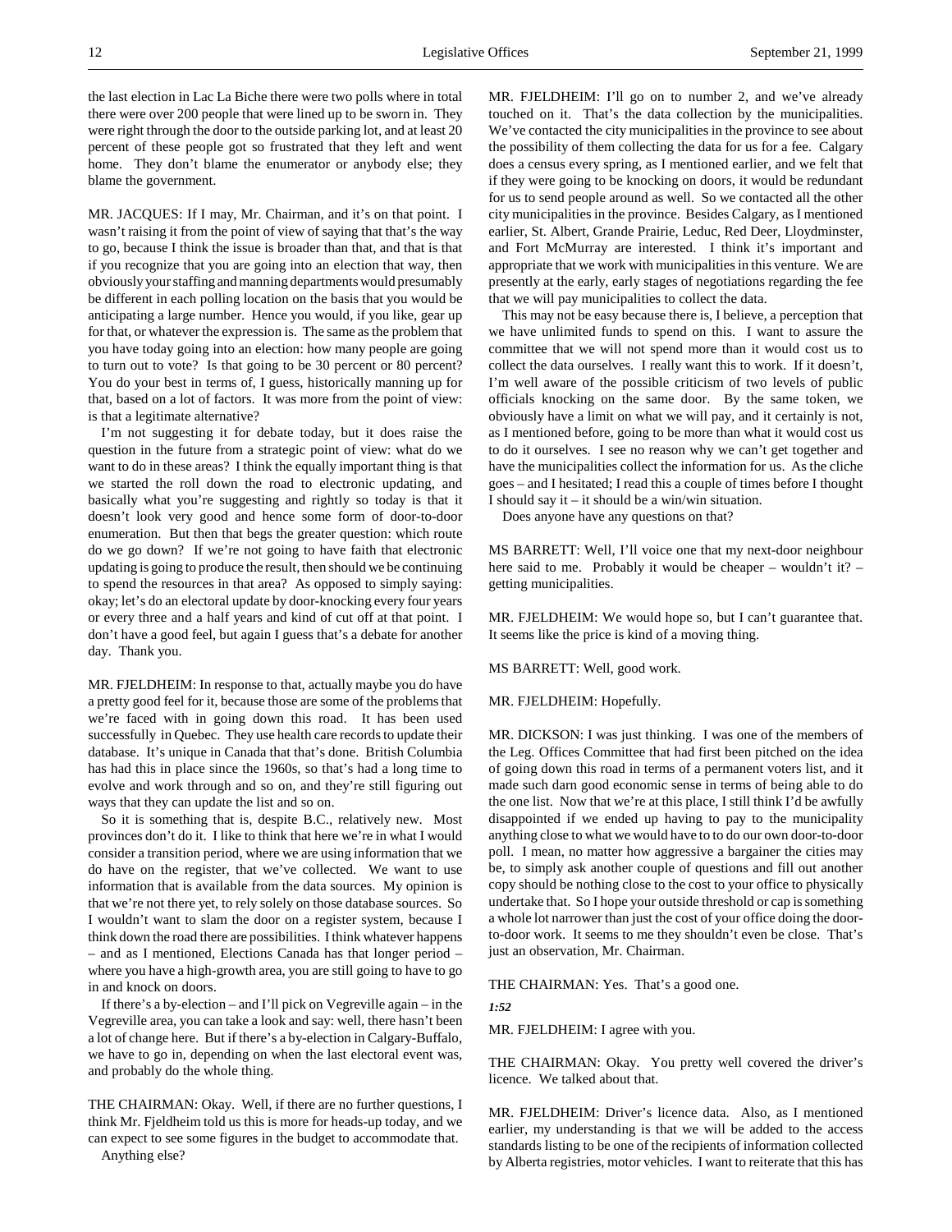the last election in Lac La Biche there were two polls where in total there were over 200 people that were lined up to be sworn in. They were right through the door to the outside parking lot, and at least 20 percent of these people got so frustrated that they left and went home. They don't blame the enumerator or anybody else; they blame the government.

MR. JACQUES: If I may, Mr. Chairman, and it's on that point. I wasn't raising it from the point of view of saying that that's the way to go, because I think the issue is broader than that, and that is that if you recognize that you are going into an election that way, then obviously your staffing and manning departments would presumably be different in each polling location on the basis that you would be anticipating a large number. Hence you would, if you like, gear up for that, or whatever the expression is. The same as the problem that you have today going into an election: how many people are going to turn out to vote? Is that going to be 30 percent or 80 percent? You do your best in terms of, I guess, historically manning up for that, based on a lot of factors. It was more from the point of view: is that a legitimate alternative?

I'm not suggesting it for debate today, but it does raise the question in the future from a strategic point of view: what do we want to do in these areas? I think the equally important thing is that we started the roll down the road to electronic updating, and basically what you're suggesting and rightly so today is that it doesn't look very good and hence some form of door-to-door enumeration. But then that begs the greater question: which route do we go down? If we're not going to have faith that electronic updating is going to produce the result, then should we be continuing to spend the resources in that area? As opposed to simply saying: okay; let's do an electoral update by door-knocking every four years or every three and a half years and kind of cut off at that point. I don't have a good feel, but again I guess that's a debate for another day. Thank you.

MR. FJELDHEIM: In response to that, actually maybe you do have a pretty good feel for it, because those are some of the problems that we're faced with in going down this road. It has been used successfully in Quebec. They use health care records to update their database. It's unique in Canada that that's done. British Columbia has had this in place since the 1960s, so that's had a long time to evolve and work through and so on, and they're still figuring out ways that they can update the list and so on.

So it is something that is, despite B.C., relatively new. Most provinces don't do it. I like to think that here we're in what I would consider a transition period, where we are using information that we do have on the register, that we've collected. We want to use information that is available from the data sources. My opinion is that we're not there yet, to rely solely on those database sources. So I wouldn't want to slam the door on a register system, because I think down the road there are possibilities. I think whatever happens – and as I mentioned, Elections Canada has that longer period – where you have a high-growth area, you are still going to have to go in and knock on doors.

If there's a by-election – and I'll pick on Vegreville again – in the Vegreville area, you can take a look and say: well, there hasn't been a lot of change here. But if there's a by-election in Calgary-Buffalo, we have to go in, depending on when the last electoral event was, and probably do the whole thing.

THE CHAIRMAN: Okay. Well, if there are no further questions, I think Mr. Fjeldheim told us this is more for heads-up today, and we can expect to see some figures in the budget to accommodate that.

Anything else?

MR. FJELDHEIM: I'll go on to number 2, and we've already touched on it. That's the data collection by the municipalities. We've contacted the city municipalities in the province to see about the possibility of them collecting the data for us for a fee. Calgary does a census every spring, as I mentioned earlier, and we felt that if they were going to be knocking on doors, it would be redundant for us to send people around as well. So we contacted all the other city municipalities in the province. Besides Calgary, as I mentioned earlier, St. Albert, Grande Prairie, Leduc, Red Deer, Lloydminster, and Fort McMurray are interested. I think it's important and appropriate that we work with municipalities in this venture. We are presently at the early, early stages of negotiations regarding the fee that we will pay municipalities to collect the data.

This may not be easy because there is, I believe, a perception that we have unlimited funds to spend on this. I want to assure the committee that we will not spend more than it would cost us to collect the data ourselves. I really want this to work. If it doesn't, I'm well aware of the possible criticism of two levels of public officials knocking on the same door. By the same token, we obviously have a limit on what we will pay, and it certainly is not, as I mentioned before, going to be more than what it would cost us to do it ourselves. I see no reason why we can't get together and have the municipalities collect the information for us. As the cliche goes – and I hesitated; I read this a couple of times before I thought I should say it – it should be a win/win situation.

Does anyone have any questions on that?

MS BARRETT: Well, I'll voice one that my next-door neighbour here said to me. Probably it would be cheaper – wouldn't it? – getting municipalities.

MR. FJELDHEIM: We would hope so, but I can't guarantee that. It seems like the price is kind of a moving thing.

MS BARRETT: Well, good work.

MR. FJELDHEIM: Hopefully.

MR. DICKSON: I was just thinking. I was one of the members of the Leg. Offices Committee that had first been pitched on the idea of going down this road in terms of a permanent voters list, and it made such darn good economic sense in terms of being able to do the one list. Now that we're at this place, I still think I'd be awfully disappointed if we ended up having to pay to the municipality anything close to what we would have to to do our own door-to-door poll. I mean, no matter how aggressive a bargainer the cities may be, to simply ask another couple of questions and fill out another copy should be nothing close to the cost to your office to physically undertake that. So I hope your outside threshold or cap is something a whole lot narrower than just the cost of your office doing the door-to-door work. It seems to me they shouldn't even be close. That's just an observation, Mr. Chairman.

THE CHAIRMAN: Yes. That's a good one.

*1:52*

MR. FJELDHEIM: I agree with you.

THE CHAIRMAN: Okay. You pretty well covered the driver's licence. We talked about that.

MR. FJELDHEIM: Driver's licence data. Also, as I mentioned earlier, my understanding is that we will be added to the access standards listing to be one of the recipients of information collected by Alberta registries, motor vehicles. I want to reiterate that this has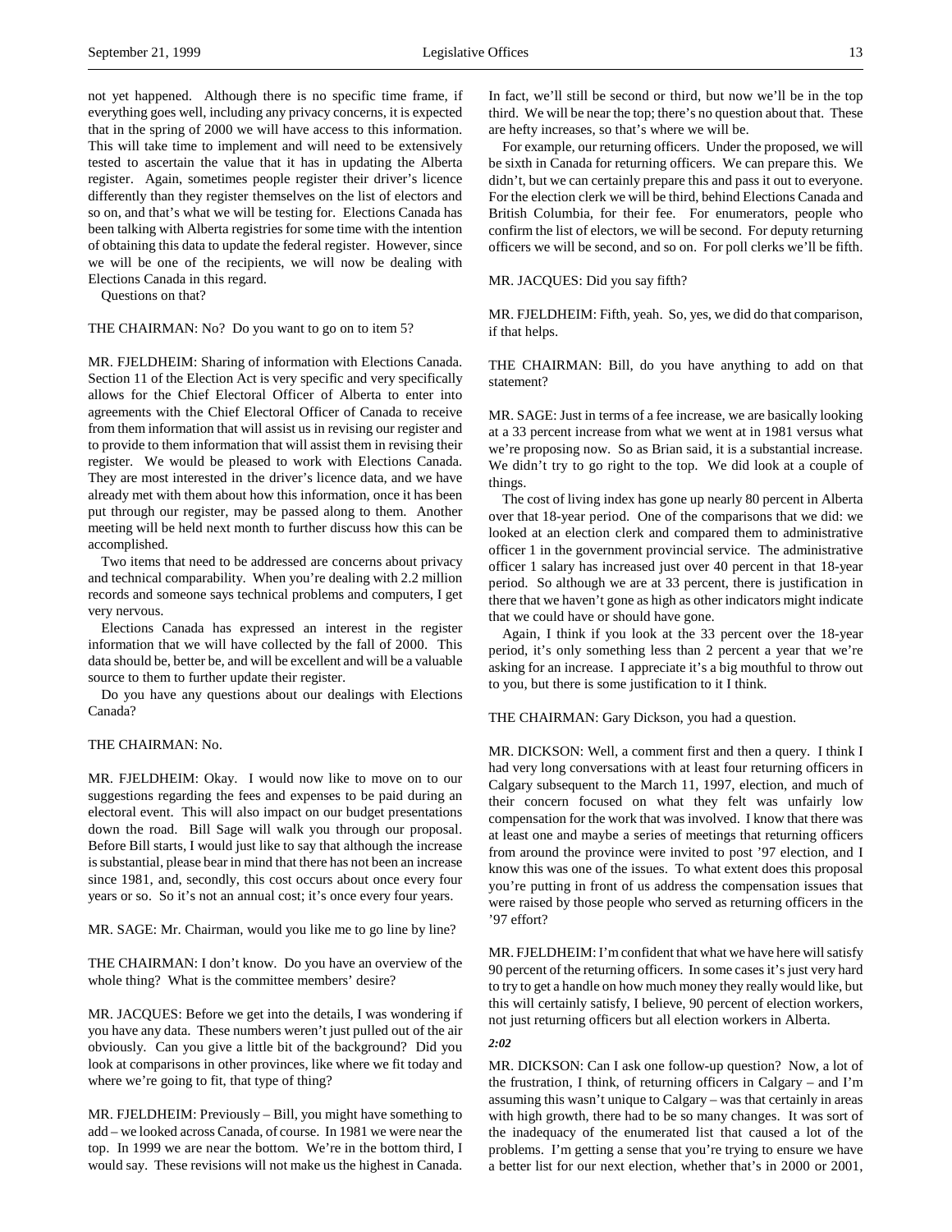not yet happened. Although there is no specific time frame, if everything goes well, including any privacy concerns, it is expected that in the spring of 2000 we will have access to this information. This will take time to implement and will need to be extensively tested to ascertain the value that it has in updating the Alberta register. Again, sometimes people register their driver's licence differently than they register themselves on the list of electors and so on, and that's what we will be testing for. Elections Canada has been talking with Alberta registries for some time with the intention of obtaining this data to update the federal register. However, since we will be one of the recipients, we will now be dealing with Elections Canada in this regard.

Questions on that?

THE CHAIRMAN: No? Do you want to go on to item 5?

MR. FJELDHEIM: Sharing of information with Elections Canada. Section 11 of the Election Act is very specific and very specifically allows for the Chief Electoral Officer of Alberta to enter into agreements with the Chief Electoral Officer of Canada to receive from them information that will assist us in revising our register and to provide to them information that will assist them in revising their register. We would be pleased to work with Elections Canada. They are most interested in the driver's licence data, and we have already met with them about how this information, once it has been put through our register, may be passed along to them. Another meeting will be held next month to further discuss how this can be accomplished.

Two items that need to be addressed are concerns about privacy and technical comparability. When you're dealing with 2.2 million records and someone says technical problems and computers, I get very nervous.

Elections Canada has expressed an interest in the register information that we will have collected by the fall of 2000. This data should be, better be, and will be excellent and will be a valuable source to them to further update their register.

Do you have any questions about our dealings with Elections Canada?

THE CHAIRMAN: No.

MR. FJELDHEIM: Okay. I would now like to move on to our suggestions regarding the fees and expenses to be paid during an electoral event. This will also impact on our budget presentations down the road. Bill Sage will walk you through our proposal. Before Bill starts, I would just like to say that although the increase is substantial, please bear in mind that there has not been an increase since 1981, and, secondly, this cost occurs about once every four years or so. So it's not an annual cost; it's once every four years.

MR. SAGE: Mr. Chairman, would you like me to go line by line?

THE CHAIRMAN: I don't know. Do you have an overview of the whole thing? What is the committee members' desire?

MR. JACQUES: Before we get into the details, I was wondering if you have any data. These numbers weren't just pulled out of the air obviously. Can you give a little bit of the background? Did you look at comparisons in other provinces, like where we fit today and where we're going to fit, that type of thing?

MR. FJELDHEIM: Previously – Bill, you might have something to add – we looked across Canada, of course. In 1981 we were near the top. In 1999 we are near the bottom. We're in the bottom third, I would say. These revisions will not make us the highest in Canada. In fact, we'll still be second or third, but now we'll be in the top third. We will be near the top; there's no question about that. These are hefty increases, so that's where we will be.

For example, our returning officers. Under the proposed, we will be sixth in Canada for returning officers. We can prepare this. We didn't, but we can certainly prepare this and pass it out to everyone. For the election clerk we will be third, behind Elections Canada and British Columbia, for their fee. For enumerators, people who confirm the list of electors, we will be second. For deputy returning officers we will be second, and so on. For poll clerks we'll be fifth.

MR. JACQUES: Did you say fifth?

MR. FJELDHEIM: Fifth, yeah. So, yes, we did do that comparison, if that helps.

THE CHAIRMAN: Bill, do you have anything to add on that statement?

MR. SAGE: Just in terms of a fee increase, we are basically looking at a 33 percent increase from what we went at in 1981 versus what we're proposing now. So as Brian said, it is a substantial increase. We didn't try to go right to the top. We did look at a couple of things.

The cost of living index has gone up nearly 80 percent in Alberta over that 18-year period. One of the comparisons that we did: we looked at an election clerk and compared them to administrative officer 1 in the government provincial service. The administrative officer 1 salary has increased just over 40 percent in that 18-year period. So although we are at 33 percent, there is justification in there that we haven't gone as high as other indicators might indicate that we could have or should have gone.

Again, I think if you look at the 33 percent over the 18-year period, it's only something less than 2 percent a year that we're asking for an increase. I appreciate it's a big mouthful to throw out to you, but there is some justification to it I think.

THE CHAIRMAN: Gary Dickson, you had a question.

MR. DICKSON: Well, a comment first and then a query. I think I had very long conversations with at least four returning officers in Calgary subsequent to the March 11, 1997, election, and much of their concern focused on what they felt was unfairly low compensation for the work that was involved. I know that there was at least one and maybe a series of meetings that returning officers from around the province were invited to post '97 election, and I know this was one of the issues. To what extent does this proposal you're putting in front of us address the compensation issues that were raised by those people who served as returning officers in the '97 effort?

MR. FJELDHEIM: I'm confident that what we have here will satisfy 90 percent of the returning officers. In some cases it's just very hard to try to get a handle on how much money they really would like, but this will certainly satisfy, I believe, 90 percent of election workers, not just returning officers but all election workers in Alberta.

*2:02*

MR. DICKSON: Can I ask one follow-up question? Now, a lot of the frustration, I think, of returning officers in Calgary – and I'm assuming this wasn't unique to Calgary – was that certainly in areas with high growth, there had to be so many changes. It was sort of the inadequacy of the enumerated list that caused a lot of the problems. I'm getting a sense that you're trying to ensure we have a better list for our next election, whether that's in 2000 or 2001,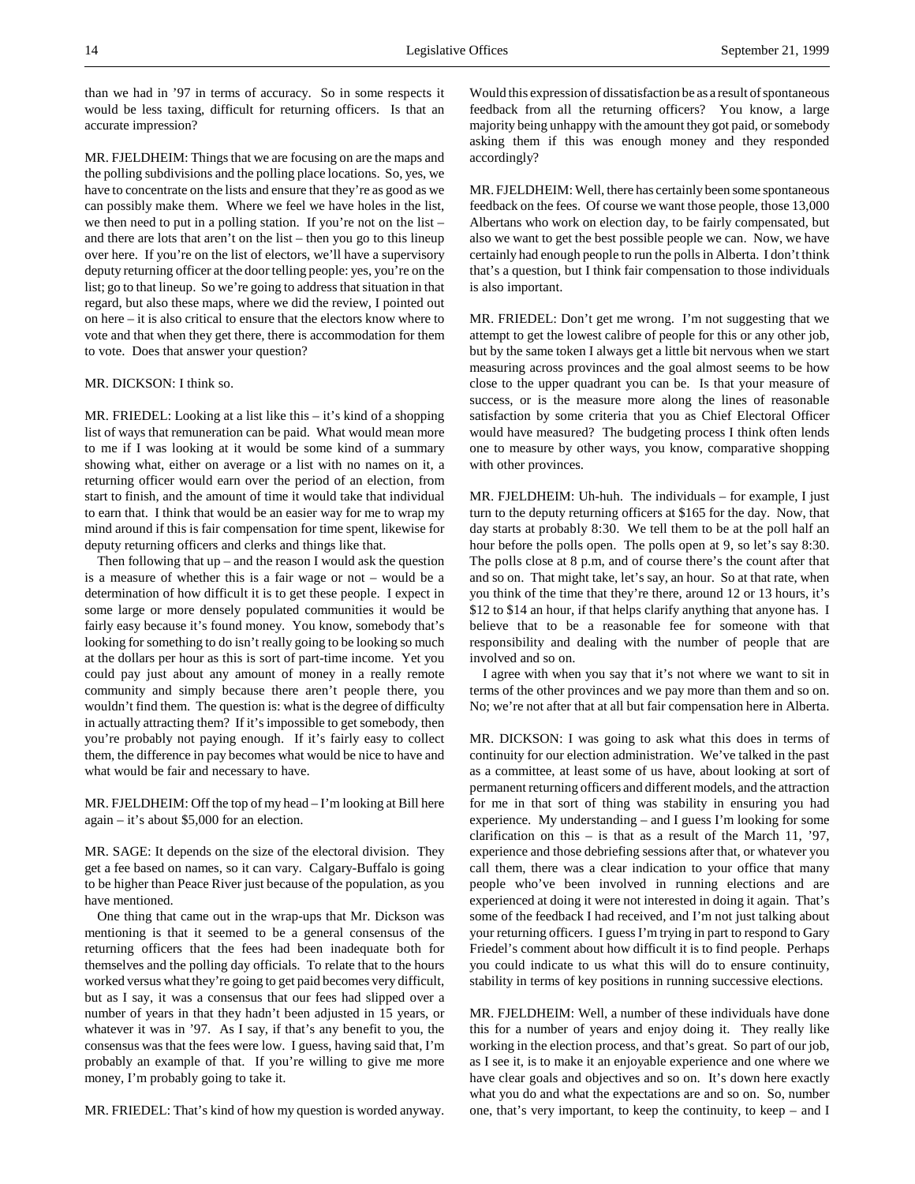than we had in '97 in terms of accuracy. So in some respects it would be less taxing, difficult for returning officers. Is that an accurate impression?

MR. FJELDHEIM: Things that we are focusing on are the maps and the polling subdivisions and the polling place locations. So, yes, we have to concentrate on the lists and ensure that they're as good as we can possibly make them. Where we feel we have holes in the list, we then need to put in a polling station. If you're not on the list – and there are lots that aren't on the list – then you go to this lineup over here. If you're on the list of electors, we'll have a supervisory deputy returning officer at the door telling people: yes, you're on the list; go to that lineup. So we're going to address that situation in that regard, but also these maps, where we did the review, I pointed out on here – it is also critical to ensure that the electors know where to vote and that when they get there, there is accommodation for them to vote. Does that answer your question?

MR. DICKSON: I think so.

MR. FRIEDEL: Looking at a list like this – it's kind of a shopping list of ways that remuneration can be paid. What would mean more to me if I was looking at it would be some kind of a summary showing what, either on average or a list with no names on it, a returning officer would earn over the period of an election, from start to finish, and the amount of time it would take that individual to earn that. I think that would be an easier way for me to wrap my mind around if this is fair compensation for time spent, likewise for deputy returning officers and clerks and things like that.

Then following that up – and the reason I would ask the question is a measure of whether this is a fair wage or not – would be a determination of how difficult it is to get these people. I expect in some large or more densely populated communities it would be fairly easy because it's found money. You know, somebody that's looking for something to do isn't really going to be looking so much at the dollars per hour as this is sort of part-time income. Yet you could pay just about any amount of money in a really remote community and simply because there aren't people there, you wouldn't find them. The question is: what is the degree of difficulty in actually attracting them? If it's impossible to get somebody, then you're probably not paying enough. If it's fairly easy to collect them, the difference in pay becomes what would be nice to have and what would be fair and necessary to have.

MR. FJELDHEIM: Off the top of my head – I'm looking at Bill here again – it's about $5,000 for an election.

MR. SAGE: It depends on the size of the electoral division. They get a fee based on names, so it can vary. Calgary-Buffalo is going to be higher than Peace River just because of the population, as you have mentioned.

One thing that came out in the wrap-ups that Mr. Dickson was mentioning is that it seemed to be a general consensus of the returning officers that the fees had been inadequate both for themselves and the polling day officials. To relate that to the hours worked versus what they're going to get paid becomes very difficult, but as I say, it was a consensus that our fees had slipped over a number of years in that they hadn't been adjusted in 15 years, or whatever it was in '97. As I say, if that's any benefit to you, the consensus was that the fees were low. I guess, having said that, I'm probably an example of that. If you're willing to give me more money, I'm probably going to take it.

MR. FRIEDEL: That's kind of how my question is worded anyway. Would this expression of dissatisfaction be as a result of spontaneous feedback from all the returning officers? You know, a large majority being unhappy with the amount they got paid, or somebody asking them if this was enough money and they responded accordingly?

MR. FJELDHEIM: Well, there has certainly been some spontaneous feedback on the fees. Of course we want those people, those 13,000 Albertans who work on election day, to be fairly compensated, but also we want to get the best possible people we can. Now, we have certainly had enough people to run the polls in Alberta. I don't think that's a question, but I think fair compensation to those individuals is also important.

MR. FRIEDEL: Don't get me wrong. I'm not suggesting that we attempt to get the lowest calibre of people for this or any other job, but by the same token I always get a little bit nervous when we start measuring across provinces and the goal almost seems to be how close to the upper quadrant you can be. Is that your measure of success, or is the measure more along the lines of reasonable satisfaction by some criteria that you as Chief Electoral Officer would have measured? The budgeting process I think often lends one to measure by other ways, you know, comparative shopping with other provinces.

MR. FJELDHEIM: Uh-huh. The individuals – for example, I just turn to the deputy returning officers at $165 for the day. Now, that day starts at probably 8:30. We tell them to be at the poll half an hour before the polls open. The polls open at 9, so let's say 8:30. The polls close at 8 p.m, and of course there's the count after that and so on. That might take, let's say, an hour. So at that rate, when you think of the time that they're there, around 12 or 13 hours, it's $12 to $14 an hour, if that helps clarify anything that anyone has. I believe that to be a reasonable fee for someone with that responsibility and dealing with the number of people that are involved and so on.

I agree with when you say that it's not where we want to sit in terms of the other provinces and we pay more than them and so on. No; we're not after that at all but fair compensation here in Alberta.

MR. DICKSON: I was going to ask what this does in terms of continuity for our election administration. We've talked in the past as a committee, at least some of us have, about looking at sort of permanent returning officers and different models, and the attraction for me in that sort of thing was stability in ensuring you had experience. My understanding – and I guess I'm looking for some clarification on this – is that as a result of the March 11, '97, experience and those debriefing sessions after that, or whatever you call them, there was a clear indication to your office that many people who've been involved in running elections and are experienced at doing it were not interested in doing it again. That's some of the feedback I had received, and I'm not just talking about your returning officers. I guess I'm trying in part to respond to Gary Friedel's comment about how difficult it is to find people. Perhaps you could indicate to us what this will do to ensure continuity, stability in terms of key positions in running successive elections.

MR. FJELDHEIM: Well, a number of these individuals have done this for a number of years and enjoy doing it. They really like working in the election process, and that's great. So part of our job, as I see it, is to make it an enjoyable experience and one where we have clear goals and objectives and so on. It's down here exactly what you do and what the expectations are and so on. So, number one, that's very important, to keep the continuity, to keep – and I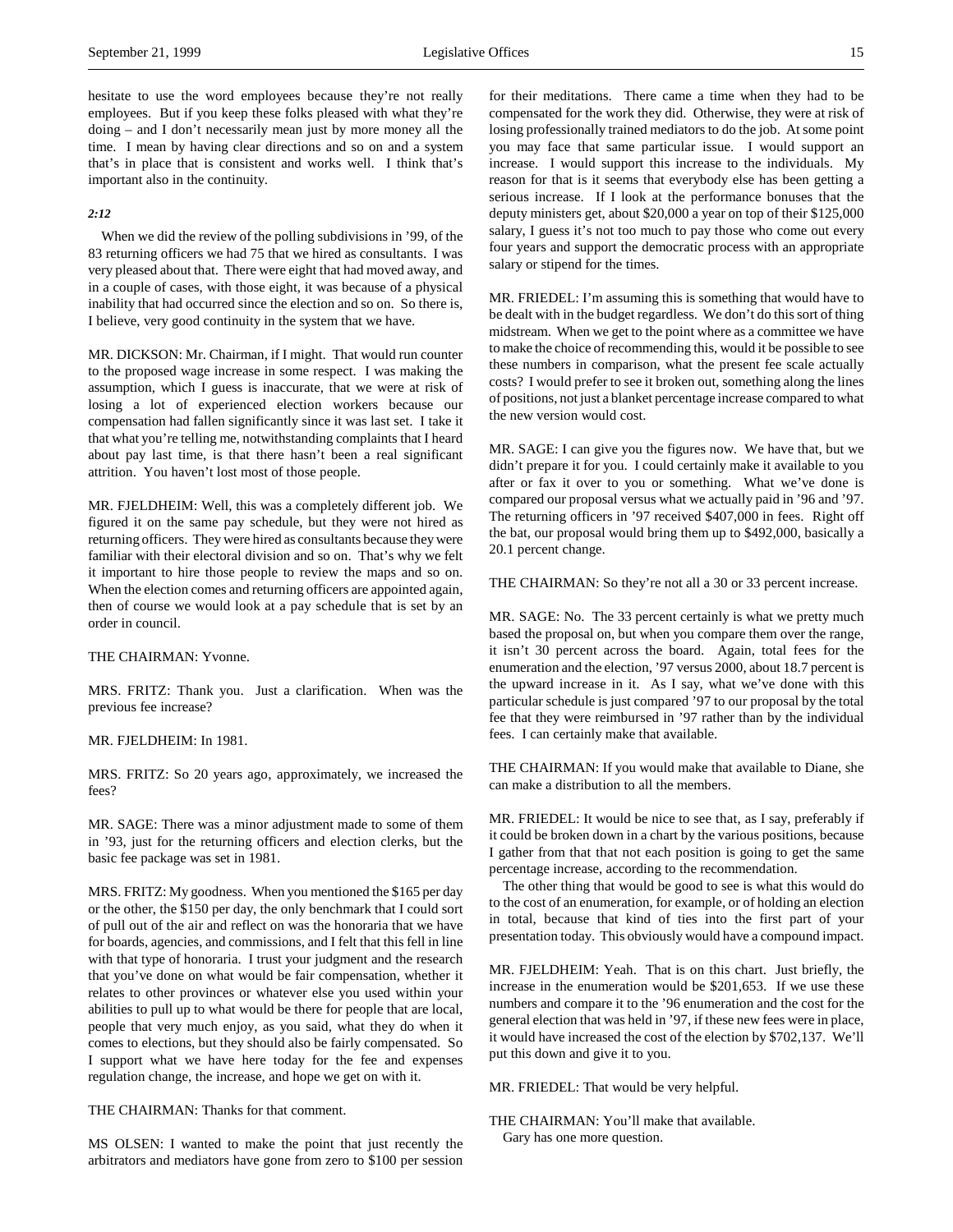hesitate to use the word employees because they're not really employees. But if you keep these folks pleased with what they're doing – and I don't necessarily mean just by more money all the time. I mean by having clear directions and so on and a system that's in place that is consistent and works well. I think that's important also in the continuity.

*2:12*

When we did the review of the polling subdivisions in '99, of the 83 returning officers we had 75 that we hired as consultants. I was very pleased about that. There were eight that had moved away, and in a couple of cases, with those eight, it was because of a physical inability that had occurred since the election and so on. So there is, I believe, very good continuity in the system that we have.

MR. DICKSON: Mr. Chairman, if I might. That would run counter to the proposed wage increase in some respect. I was making the assumption, which I guess is inaccurate, that we were at risk of losing a lot of experienced election workers because our compensation had fallen significantly since it was last set. I take it that what you're telling me, notwithstanding complaints that I heard about pay last time, is that there hasn't been a real significant attrition. You haven't lost most of those people.

MR. FJELDHEIM: Well, this was a completely different job. We figured it on the same pay schedule, but they were not hired as returning officers. They were hired as consultants because they were familiar with their electoral division and so on. That's why we felt it important to hire those people to review the maps and so on. When the election comes and returning officers are appointed again, then of course we would look at a pay schedule that is set by an order in council.

THE CHAIRMAN: Yvonne.

MRS. FRITZ: Thank you. Just a clarification. When was the previous fee increase?

MR. FJELDHEIM: In 1981.

MRS. FRITZ: So 20 years ago, approximately, we increased the fees?

MR. SAGE: There was a minor adjustment made to some of them in '93, just for the returning officers and election clerks, but the basic fee package was set in 1981.

MRS. FRITZ: My goodness. When you mentioned the $165 per day or the other, the $150 per day, the only benchmark that I could sort of pull out of the air and reflect on was the honoraria that we have for boards, agencies, and commissions, and I felt that this fell in line with that type of honoraria. I trust your judgment and the research that you've done on what would be fair compensation, whether it relates to other provinces or whatever else you used within your abilities to pull up to what would be there for people that are local, people that very much enjoy, as you said, what they do when it comes to elections, but they should also be fairly compensated. So I support what we have here today for the fee and expenses regulation change, the increase, and hope we get on with it.

THE CHAIRMAN: Thanks for that comment.

MS OLSEN: I wanted to make the point that just recently the arbitrators and mediators have gone from zero to $100 per session for their meditations. There came a time when they had to be compensated for the work they did. Otherwise, they were at risk of losing professionally trained mediators to do the job. At some point you may face that same particular issue. I would support an increase. I would support this increase to the individuals. My reason for that is it seems that everybody else has been getting a serious increase. If I look at the performance bonuses that the deputy ministers get, about $20,000 a year on top of their $125,000 salary, I guess it's not too much to pay those who come out every four years and support the democratic process with an appropriate salary or stipend for the times.

MR. FRIEDEL: I'm assuming this is something that would have to be dealt with in the budget regardless. We don't do this sort of thing midstream. When we get to the point where as a committee we have to make the choice of recommending this, would it be possible to see these numbers in comparison, what the present fee scale actually costs? I would prefer to see it broken out, something along the lines of positions, not just a blanket percentage increase compared to what the new version would cost.

MR. SAGE: I can give you the figures now. We have that, but we didn't prepare it for you. I could certainly make it available to you after or fax it over to you or something. What we've done is compared our proposal versus what we actually paid in '96 and '97. The returning officers in '97 received $407,000 in fees. Right off the bat, our proposal would bring them up to $492,000, basically a 20.1 percent change.

THE CHAIRMAN: So they're not all a 30 or 33 percent increase.

MR. SAGE: No. The 33 percent certainly is what we pretty much based the proposal on, but when you compare them over the range, it isn't 30 percent across the board. Again, total fees for the enumeration and the election, '97 versus 2000, about 18.7 percent is the upward increase in it. As I say, what we've done with this particular schedule is just compared '97 to our proposal by the total fee that they were reimbursed in '97 rather than by the individual fees. I can certainly make that available.

THE CHAIRMAN: If you would make that available to Diane, she can make a distribution to all the members.

MR. FRIEDEL: It would be nice to see that, as I say, preferably if it could be broken down in a chart by the various positions, because I gather from that that not each position is going to get the same percentage increase, according to the recommendation.

The other thing that would be good to see is what this would do to the cost of an enumeration, for example, or of holding an election in total, because that kind of ties into the first part of your presentation today. This obviously would have a compound impact.

MR. FJELDHEIM: Yeah. That is on this chart. Just briefly, the increase in the enumeration would be $201,653. If we use these numbers and compare it to the '96 enumeration and the cost for the general election that was held in '97, if these new fees were in place, it would have increased the cost of the election by $702,137. We'll put this down and give it to you.

MR. FRIEDEL: That would be very helpful.

THE CHAIRMAN: You'll make that available.

Gary has one more question.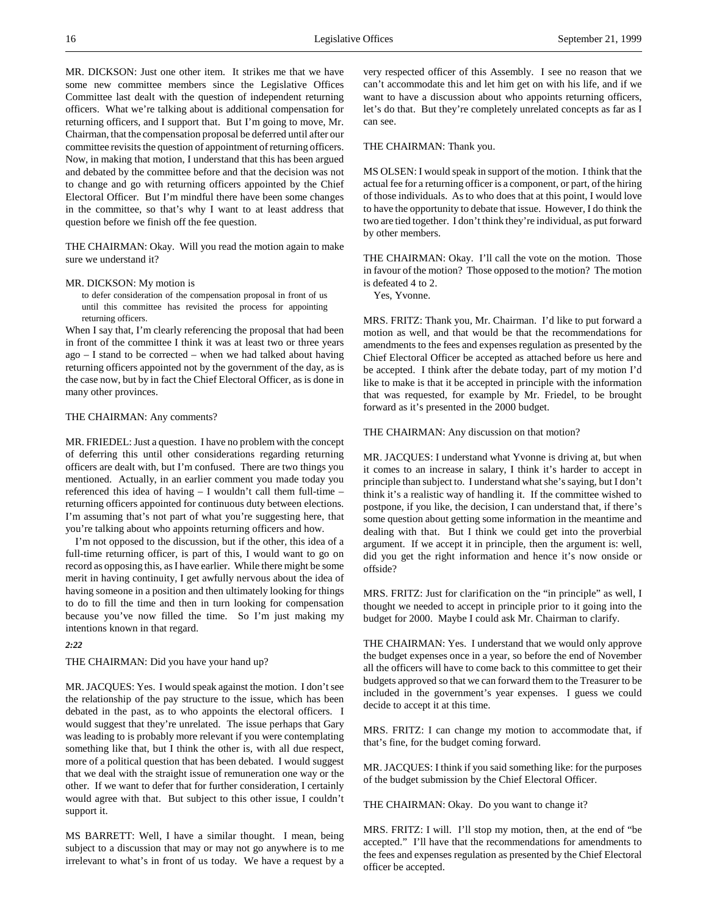MR. DICKSON: Just one other item. It strikes me that we have some new committee members since the Legislative Offices Committee last dealt with the question of independent returning officers. What we're talking about is additional compensation for returning officers, and I support that. But I'm going to move, Mr. Chairman, that the compensation proposal be deferred until after our committee revisits the question of appointment of returning officers. Now, in making that motion, I understand that this has been argued and debated by the committee before and that the decision was not to change and go with returning officers appointed by the Chief Electoral Officer. But I'm mindful there have been some changes in the committee, so that's why I want to at least address that question before we finish off the fee question.

THE CHAIRMAN: Okay. Will you read the motion again to make sure we understand it?

MR. DICKSON: My motion is

> to defer consideration of the compensation proposal in front of us until this committee has revisited the process for appointing returning officers.

When I say that, I'm clearly referencing the proposal that had been in front of the committee I think it was at least two or three years ago – I stand to be corrected – when we had talked about having returning officers appointed not by the government of the day, as is the case now, but by in fact the Chief Electoral Officer, as is done in many other provinces.

THE CHAIRMAN: Any comments?

MR. FRIEDEL: Just a question. I have no problem with the concept of deferring this until other considerations regarding returning officers are dealt with, but I'm confused. There are two things you mentioned. Actually, in an earlier comment you made today you referenced this idea of having – I wouldn't call them full-time – returning officers appointed for continuous duty between elections. I'm assuming that's not part of what you're suggesting here, that you're talking about who appoints returning officers and how.

I'm not opposed to the discussion, but if the other, this idea of a full-time returning officer, is part of this, I would want to go on record as opposing this, as I have earlier. While there might be some merit in having continuity, I get awfully nervous about the idea of having someone in a position and then ultimately looking for things to do to fill the time and then in turn looking for compensation because you've now filled the time. So I'm just making my intentions known in that regard.

*2:22*

THE CHAIRMAN: Did you have your hand up?

MR. JACQUES: Yes. I would speak against the motion. I don't see the relationship of the pay structure to the issue, which has been debated in the past, as to who appoints the electoral officers. I would suggest that they're unrelated. The issue perhaps that Gary was leading to is probably more relevant if you were contemplating something like that, but I think the other is, with all due respect, more of a political question that has been debated. I would suggest that we deal with the straight issue of remuneration one way or the other. If we want to defer that for further consideration, I certainly would agree with that. But subject to this other issue, I couldn't support it.

MS BARRETT: Well, I have a similar thought. I mean, being subject to a discussion that may or may not go anywhere is to me irrelevant to what's in front of us today. We have a request by a very respected officer of this Assembly. I see no reason that we can't accommodate this and let him get on with his life, and if we want to have a discussion about who appoints returning officers, let's do that. But they're completely unrelated concepts as far as I can see.

THE CHAIRMAN: Thank you.

MS OLSEN: I would speak in support of the motion. I think that the actual fee for a returning officer is a component, or part, of the hiring of those individuals. As to who does that at this point, I would love to have the opportunity to debate that issue. However, I do think the two are tied together. I don't think they're individual, as put forward by other members.

THE CHAIRMAN: Okay. I'll call the vote on the motion. Those in favour of the motion? Those opposed to the motion? The motion is defeated 4 to 2.

Yes, Yvonne.

MRS. FRITZ: Thank you, Mr. Chairman. I'd like to put forward a motion as well, and that would be that the recommendations for amendments to the fees and expenses regulation as presented by the Chief Electoral Officer be accepted as attached before us here and be accepted. I think after the debate today, part of my motion I'd like to make is that it be accepted in principle with the information that was requested, for example by Mr. Friedel, to be brought forward as it's presented in the 2000 budget.

THE CHAIRMAN: Any discussion on that motion?

MR. JACQUES: I understand what Yvonne is driving at, but when it comes to an increase in salary, I think it's harder to accept in principle than subject to. I understand what she's saying, but I don't think it's a realistic way of handling it. If the committee wished to postpone, if you like, the decision, I can understand that, if there's some question about getting some information in the meantime and dealing with that. But I think we could get into the proverbial argument. If we accept it in principle, then the argument is: well, did you get the right information and hence it's now onside or offside?

MRS. FRITZ: Just for clarification on the "in principle" as well, I thought we needed to accept in principle prior to it going into the budget for 2000. Maybe I could ask Mr. Chairman to clarify.

THE CHAIRMAN: Yes. I understand that we would only approve the budget expenses once in a year, so before the end of November all the officers will have to come back to this committee to get their budgets approved so that we can forward them to the Treasurer to be included in the government's year expenses. I guess we could decide to accept it at this time.

MRS. FRITZ: I can change my motion to accommodate that, if that's fine, for the budget coming forward.

MR. JACQUES: I think if you said something like: for the purposes of the budget submission by the Chief Electoral Officer.

THE CHAIRMAN: Okay. Do you want to change it?

MRS. FRITZ: I will. I'll stop my motion, then, at the end of "be accepted." I'll have that the recommendations for amendments to the fees and expenses regulation as presented by the Chief Electoral officer be accepted.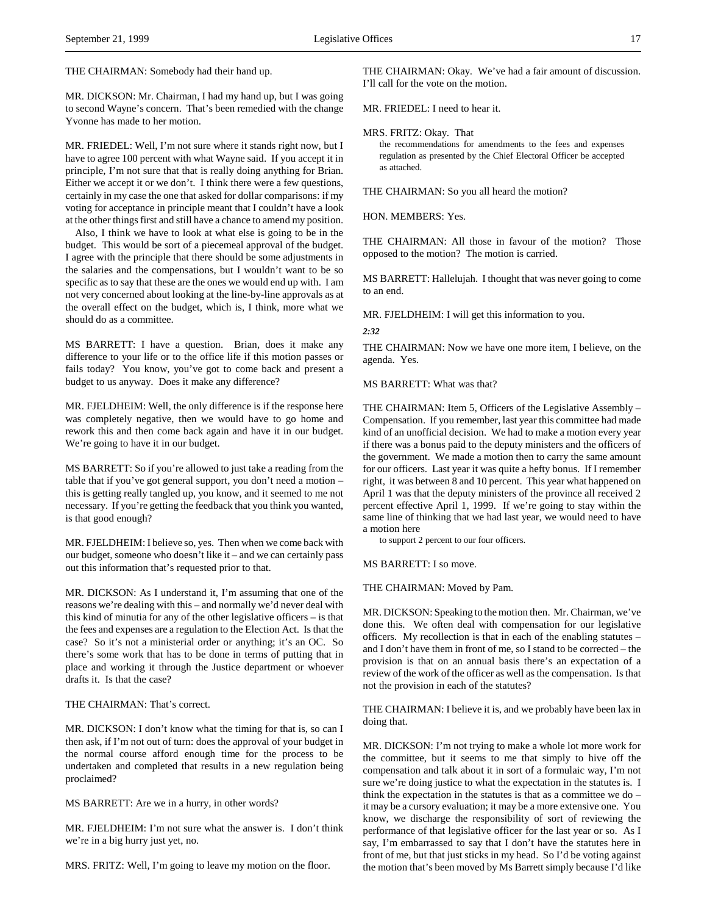THE CHAIRMAN: Somebody had their hand up.

MR. DICKSON: Mr. Chairman, I had my hand up, but I was going to second Wayne's concern. That's been remedied with the change Yvonne has made to her motion.

MR. FRIEDEL: Well, I'm not sure where it stands right now, but I have to agree 100 percent with what Wayne said. If you accept it in principle, I'm not sure that that is really doing anything for Brian. Either we accept it or we don't. I think there were a few questions, certainly in my case the one that asked for dollar comparisons: if my voting for acceptance in principle meant that I couldn't have a look at the other things first and still have a chance to amend my position.

Also, I think we have to look at what else is going to be in the budget. This would be sort of a piecemeal approval of the budget. I agree with the principle that there should be some adjustments in the salaries and the compensations, but I wouldn't want to be so specific as to say that these are the ones we would end up with. I am not very concerned about looking at the line-by-line approvals as at the overall effect on the budget, which is, I think, more what we should do as a committee.

MS BARRETT: I have a question. Brian, does it make any difference to your life or to the office life if this motion passes or fails today? You know, you've got to come back and present a budget to us anyway. Does it make any difference?

MR. FJELDHEIM: Well, the only difference is if the response here was completely negative, then we would have to go home and rework this and then come back again and have it in our budget. We're going to have it in our budget.

MS BARRETT: So if you're allowed to just take a reading from the table that if you've got general support, you don't need a motion – this is getting really tangled up, you know, and it seemed to me not necessary. If you're getting the feedback that you think you wanted, is that good enough?

MR. FJELDHEIM: I believe so, yes. Then when we come back with our budget, someone who doesn't like it – and we can certainly pass out this information that's requested prior to that.

MR. DICKSON: As I understand it, I'm assuming that one of the reasons we're dealing with this – and normally we'd never deal with this kind of minutia for any of the other legislative officers – is that the fees and expenses are a regulation to the Election Act. Is that the case? So it's not a ministerial order or anything; it's an OC. So there's some work that has to be done in terms of putting that in place and working it through the Justice department or whoever drafts it. Is that the case?

THE CHAIRMAN: That's correct.

MR. DICKSON: I don't know what the timing for that is, so can I then ask, if I'm not out of turn: does the approval of your budget in the normal course afford enough time for the process to be undertaken and completed that results in a new regulation being proclaimed?

MS BARRETT: Are we in a hurry, in other words?

MR. FJELDHEIM: I'm not sure what the answer is. I don't think we're in a big hurry just yet, no.

MRS. FRITZ: Well, I'm going to leave my motion on the floor.

THE CHAIRMAN: Okay. We've had a fair amount of discussion. I'll call for the vote on the motion.

MR. FRIEDEL: I need to hear it.

MRS. FRITZ: Okay. That

> the recommendations for amendments to the fees and expenses regulation as presented by the Chief Electoral Officer be accepted as attached.

THE CHAIRMAN: So you all heard the motion?

HON. MEMBERS: Yes.

THE CHAIRMAN: All those in favour of the motion? Those opposed to the motion? The motion is carried.

MS BARRETT: Hallelujah. I thought that was never going to come to an end.

MR. FJELDHEIM: I will get this information to you.

*2:32*

THE CHAIRMAN: Now we have one more item, I believe, on the agenda. Yes.

MS BARRETT: What was that?

THE CHAIRMAN: Item 5, Officers of the Legislative Assembly – Compensation. If you remember, last year this committee had made kind of an unofficial decision. We had to make a motion every year if there was a bonus paid to the deputy ministers and the officers of the government. We made a motion then to carry the same amount for our officers. Last year it was quite a hefty bonus. If I remember right, it was between 8 and 10 percent. This year what happened on April 1 was that the deputy ministers of the province all received 2 percent effective April 1, 1999. If we're going to stay within the same line of thinking that we had last year, we would need to have a motion here

> to support 2 percent to our four officers.

MS BARRETT: I so move.

THE CHAIRMAN: Moved by Pam.

MR. DICKSON: Speaking to the motion then. Mr. Chairman, we've done this. We often deal with compensation for our legislative officers. My recollection is that in each of the enabling statutes – and I don't have them in front of me, so I stand to be corrected – the provision is that on an annual basis there's an expectation of a review of the work of the officer as well as the compensation. Is that not the provision in each of the statutes?

THE CHAIRMAN: I believe it is, and we probably have been lax in doing that.

MR. DICKSON: I'm not trying to make a whole lot more work for the committee, but it seems to me that simply to hive off the compensation and talk about it in sort of a formulaic way, I'm not sure we're doing justice to what the expectation in the statutes is. I think the expectation in the statutes is that as a committee we do – it may be a cursory evaluation; it may be a more extensive one. You know, we discharge the responsibility of sort of reviewing the performance of that legislative officer for the last year or so. As I say, I'm embarrassed to say that I don't have the statutes here in front of me, but that just sticks in my head. So I'd be voting against the motion that's been moved by Ms Barrett simply because I'd like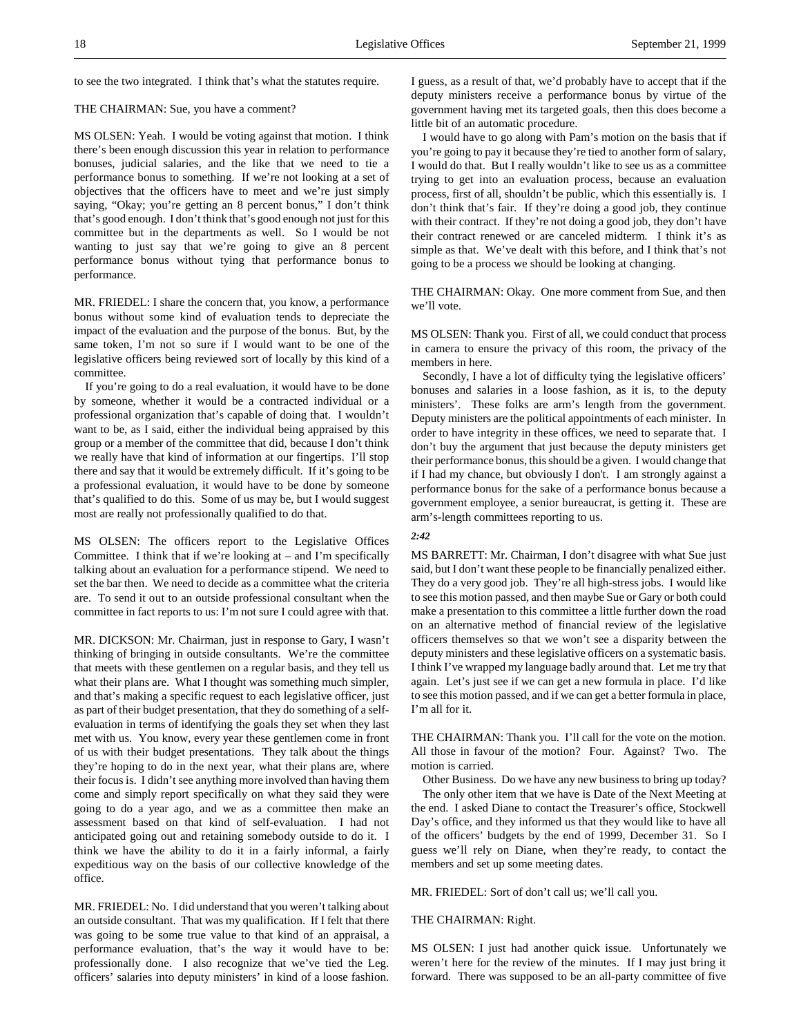to see the two integrated. I think that's what the statutes require.

THE CHAIRMAN: Sue, you have a comment?

MS OLSEN: Yeah. I would be voting against that motion. I think there's been enough discussion this year in relation to performance bonuses, judicial salaries, and the like that we need to tie a performance bonus to something. If we're not looking at a set of objectives that the officers have to meet and we're just simply saying, "Okay; you're getting an 8 percent bonus," I don't think that's good enough. I don't think that's good enough not just for this committee but in the departments as well. So I would be not wanting to just say that we're going to give an 8 percent performance bonus without tying that performance bonus to performance.

MR. FRIEDEL: I share the concern that, you know, a performance bonus without some kind of evaluation tends to depreciate the impact of the evaluation and the purpose of the bonus. But, by the same token, I'm not so sure if I would want to be one of the legislative officers being reviewed sort of locally by this kind of a committee.

If you're going to do a real evaluation, it would have to be done by someone, whether it would be a contracted individual or a professional organization that's capable of doing that. I wouldn't want to be, as I said, either the individual being appraised by this group or a member of the committee that did, because I don't think we really have that kind of information at our fingertips. I'll stop there and say that it would be extremely difficult. If it's going to be a professional evaluation, it would have to be done by someone that's qualified to do this. Some of us may be, but I would suggest most are really not professionally qualified to do that.

MS OLSEN: The officers report to the Legislative Offices Committee. I think that if we're looking at – and I'm specifically talking about an evaluation for a performance stipend. We need to set the bar then. We need to decide as a committee what the criteria are. To send it out to an outside professional consultant when the committee in fact reports to us: I'm not sure I could agree with that.

MR. DICKSON: Mr. Chairman, just in response to Gary, I wasn't thinking of bringing in outside consultants. We're the committee that meets with these gentlemen on a regular basis, and they tell us what their plans are. What I thought was something much simpler, and that's making a specific request to each legislative officer, just as part of their budget presentation, that they do something of a self-evaluation in terms of identifying the goals they set when they last met with us. You know, every year these gentlemen come in front of us with their budget presentations. They talk about the things they're hoping to do in the next year, what their plans are, where their focus is. I didn't see anything more involved than having them come and simply report specifically on what they said they were going to do a year ago, and we as a committee then make an assessment based on that kind of self-evaluation. I had not anticipated going out and retaining somebody outside to do it. I think we have the ability to do it in a fairly informal, a fairly expeditious way on the basis of our collective knowledge of the office.

MR. FRIEDEL: No. I did understand that you weren't talking about an outside consultant. That was my qualification. If I felt that there was going to be some true value to that kind of an appraisal, a performance evaluation, that's the way it would have to be: professionally done. I also recognize that we've tied the Leg. officers' salaries into deputy ministers' in kind of a loose fashion. I guess, as a result of that, we'd probably have to accept that if the deputy ministers receive a performance bonus by virtue of the government having met its targeted goals, then this does become a little bit of an automatic procedure.

I would have to go along with Pam's motion on the basis that if you're going to pay it because they're tied to another form of salary, I would do that. But I really wouldn't like to see us as a committee trying to get into an evaluation process, because an evaluation process, first of all, shouldn't be public, which this essentially is. I don't think that's fair. If they're doing a good job, they continue with their contract. If they're not doing a good job, they don't have their contract renewed or are canceled midterm. I think it's as simple as that. We've dealt with this before, and I think that's not going to be a process we should be looking at changing.

THE CHAIRMAN: Okay. One more comment from Sue, and then we'll vote.

MS OLSEN: Thank you. First of all, we could conduct that process in camera to ensure the privacy of this room, the privacy of the members in here.

Secondly, I have a lot of difficulty tying the legislative officers' bonuses and salaries in a loose fashion, as it is, to the deputy ministers'. These folks are arm's length from the government. Deputy ministers are the political appointments of each minister. In order to have integrity in these offices, we need to separate that. I don't buy the argument that just because the deputy ministers get their performance bonus, this should be a given. I would change that if I had my chance, but obviously I don't. I am strongly against a performance bonus for the sake of a performance bonus because a government employee, a senior bureaucrat, is getting it. These are arm's-length committees reporting to us.

*2:42*

MS BARRETT: Mr. Chairman, I don't disagree with what Sue just said, but I don't want these people to be financially penalized either. They do a very good job. They're all high-stress jobs. I would like to see this motion passed, and then maybe Sue or Gary or both could make a presentation to this committee a little further down the road on an alternative method of financial review of the legislative officers themselves so that we won't see a disparity between the deputy ministers and these legislative officers on a systematic basis. I think I've wrapped my language badly around that. Let me try that again. Let's just see if we can get a new formula in place. I'd like to see this motion passed, and if we can get a better formula in place, I'm all for it.

THE CHAIRMAN: Thank you. I'll call for the vote on the motion. All those in favour of the motion? Four. Against? Two. The motion is carried.

Other Business. Do we have any new business to bring up today?

The only other item that we have is Date of the Next Meeting at the end. I asked Diane to contact the Treasurer's office, Stockwell Day's office, and they informed us that they would like to have all of the officers' budgets by the end of 1999, December 31. So I guess we'll rely on Diane, when they're ready, to contact the members and set up some meeting dates.

MR. FRIEDEL: Sort of don't call us; we'll call you.

THE CHAIRMAN: Right.

MS OLSEN: I just had another quick issue. Unfortunately we weren't here for the review of the minutes. If I may just bring it forward. There was supposed to be an all-party committee of five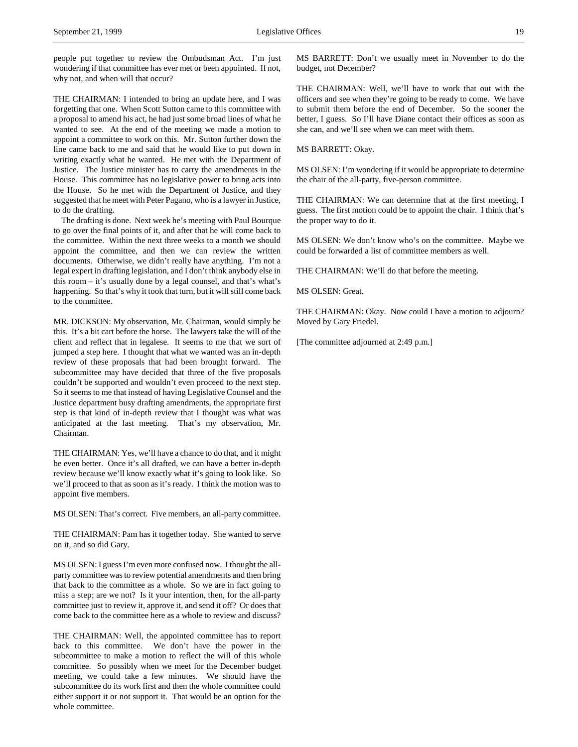people put together to review the Ombudsman Act. I'm just wondering if that committee has ever met or been appointed. If not, why not, and when will that occur?

THE CHAIRMAN: I intended to bring an update here, and I was forgetting that one. When Scott Sutton came to this committee with a proposal to amend his act, he had just some broad lines of what he wanted to see. At the end of the meeting we made a motion to appoint a committee to work on this. Mr. Sutton further down the line came back to me and said that he would like to put down in writing exactly what he wanted. He met with the Department of Justice. The Justice minister has to carry the amendments in the House. This committee has no legislative power to bring acts into the House. So he met with the Department of Justice, and they suggested that he meet with Peter Pagano, who is a lawyer in Justice, to do the drafting.

The drafting is done. Next week he's meeting with Paul Bourque to go over the final points of it, and after that he will come back to the committee. Within the next three weeks to a month we should appoint the committee, and then we can review the written documents. Otherwise, we didn't really have anything. I'm not a legal expert in drafting legislation, and I don't think anybody else in this room – it's usually done by a legal counsel, and that's what's happening. So that's why it took that turn, but it will still come back to the committee.

MR. DICKSON: My observation, Mr. Chairman, would simply be this. It's a bit cart before the horse. The lawyers take the will of the client and reflect that in legalese. It seems to me that we sort of jumped a step here. I thought that what we wanted was an in-depth review of these proposals that had been brought forward. The subcommittee may have decided that three of the five proposals couldn't be supported and wouldn't even proceed to the next step. So it seems to me that instead of having Legislative Counsel and the Justice department busy drafting amendments, the appropriate first step is that kind of in-depth review that I thought was what was anticipated at the last meeting. That's my observation, Mr. Chairman.

THE CHAIRMAN: Yes, we'll have a chance to do that, and it might be even better. Once it's all drafted, we can have a better in-depth review because we'll know exactly what it's going to look like. So we'll proceed to that as soon as it's ready. I think the motion was to appoint five members.

MS OLSEN: That's correct. Five members, an all-party committee.

THE CHAIRMAN: Pam has it together today. She wanted to serve on it, and so did Gary.

MS OLSEN: I guess I'm even more confused now. I thought the all-party committee was to review potential amendments and then bring that back to the committee as a whole. So we are in fact going to miss a step; are we not? Is it your intention, then, for the all-party committee just to review it, approve it, and send it off? Or does that come back to the committee here as a whole to review and discuss?

THE CHAIRMAN: Well, the appointed committee has to report back to this committee. We don't have the power in the subcommittee to make a motion to reflect the will of this whole committee. So possibly when we meet for the December budget meeting, we could take a few minutes. We should have the subcommittee do its work first and then the whole committee could either support it or not support it. That would be an option for the whole committee.

MS BARRETT: Don't we usually meet in November to do the budget, not December?

THE CHAIRMAN: Well, we'll have to work that out with the officers and see when they're going to be ready to come. We have to submit them before the end of December. So the sooner the better, I guess. So I'll have Diane contact their offices as soon as she can, and we'll see when we can meet with them.

MS BARRETT: Okay.

MS OLSEN: I'm wondering if it would be appropriate to determine the chair of the all-party, five-person committee.

THE CHAIRMAN: We can determine that at the first meeting, I guess. The first motion could be to appoint the chair. I think that's the proper way to do it.

MS OLSEN: We don't know who's on the committee. Maybe we could be forwarded a list of committee members as well.

THE CHAIRMAN: We'll do that before the meeting.

MS OLSEN: Great.

THE CHAIRMAN: Okay. Now could I have a motion to adjourn? Moved by Gary Friedel.

[The committee adjourned at 2:49 p.m.]